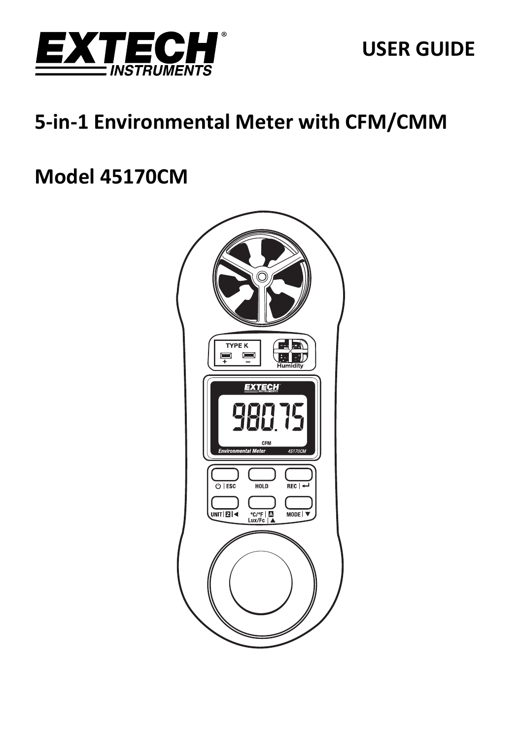# USER GUIDE

# 5-in-1 Environmental Meter with CFM/CMM

# Model 45170CM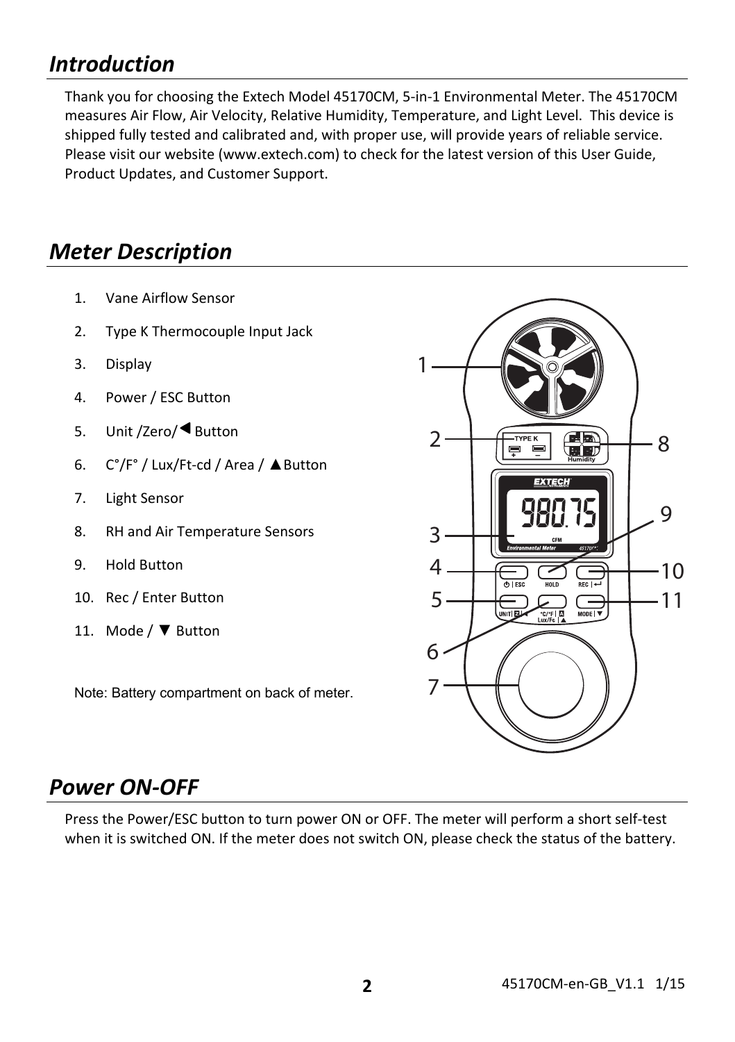## *Introduction*

Thank you for choosing the Extech Model 45170CM, 5-in-1 Environmental Meter. The 45170CM measures Air Flow, Air Velocity, Relative Humidity, Temperature, and Light Level. This device is shipped fully tested and calibrated and, with proper use, will provide years of reliable service. Please visit our website (www.extech.com) to check for the latest version of this User Guide, Product Updates, and Customer Support.

## *Meter Description*

1. Vane Airflow Sensor
2. Type K Thermocouple Input Jack
3. Display
4. Power / ESC Button
5. Unit /Zero/◀ Button
6. C°/F° / Lux/Ft-cd / Area / ▲Button
7. Light Sensor
8. RH and Air Temperature Sensors
9. Hold Button
10. Rec / Enter Button
11. Mode / ▼ Button

Note: Battery compartment on back of meter.

## *Power ON-OFF*

Press the Power/ESC button to turn power ON or OFF. The meter will perform a short self-test when it is switched ON. If the meter does not switch ON, please check the status of the battery.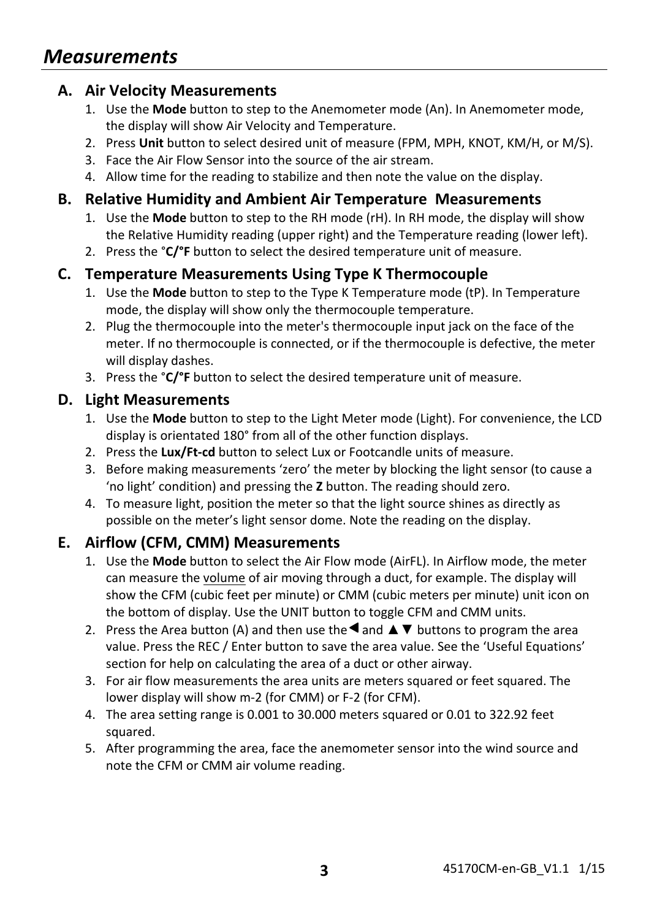# *Measurements*

## A. Air Velocity Measurements

1. Use the **Mode** button to step to the Anemometer mode (An). In Anemometer mode, the display will show Air Velocity and Temperature.
2. Press **Unit** button to select desired unit of measure (FPM, MPH, KNOT, KM/H, or M/S).
3. Face the Air Flow Sensor into the source of the air stream.
4. Allow time for the reading to stabilize and then note the value on the display.

## B. Relative Humidity and Ambient Air Temperature Measurements

1. Use the **Mode** button to step to the RH mode (rH). In RH mode, the display will show the Relative Humidity reading (upper right) and the Temperature reading (lower left).
2. Press the °**C/°F** button to select the desired temperature unit of measure.

## C. Temperature Measurements Using Type K Thermocouple

1. Use the **Mode** button to step to the Type K Temperature mode (tP). In Temperature mode, the display will show only the thermocouple temperature.
2. Plug the thermocouple into the meter's thermocouple input jack on the face of the meter. If no thermocouple is connected, or if the thermocouple is defective, the meter will display dashes.
3. Press the °**C/°F** button to select the desired temperature unit of measure.

## D. Light Measurements

1. Use the **Mode** button to step to the Light Meter mode (Light). For convenience, the LCD display is orientated 180° from all of the other function displays.
2. Press the **Lux/Ft-cd** button to select Lux or Footcandle units of measure.
3. Before making measurements 'zero' the meter by blocking the light sensor (to cause a 'no light' condition) and pressing the **Z** button. The reading should zero.
4. To measure light, position the meter so that the light source shines as directly as possible on the meter's light sensor dome. Note the reading on the display.

## E. Airflow (CFM, CMM) Measurements

1. Use the **Mode** button to select the Air Flow mode (AirFL). In Airflow mode, the meter can measure the volume of air moving through a duct, for example. The display will show the CFM (cubic feet per minute) or CMM (cubic meters per minute) unit icon on the bottom of display. Use the UNIT button to toggle CFM and CMM units.
2. Press the Area button (A) and then use the ◄ and ▲▼ buttons to program the area value. Press the REC / Enter button to save the area value. See the 'Useful Equations' section for help on calculating the area of a duct or other airway.
3. For air flow measurements the area units are meters squared or feet squared. The lower display will show m-2 (for CMM) or F-2 (for CFM).
4. The area setting range is 0.001 to 30.000 meters squared or 0.01 to 322.92 feet squared.
5. After programming the area, face the anemometer sensor into the wind source and note the CFM or CMM air volume reading.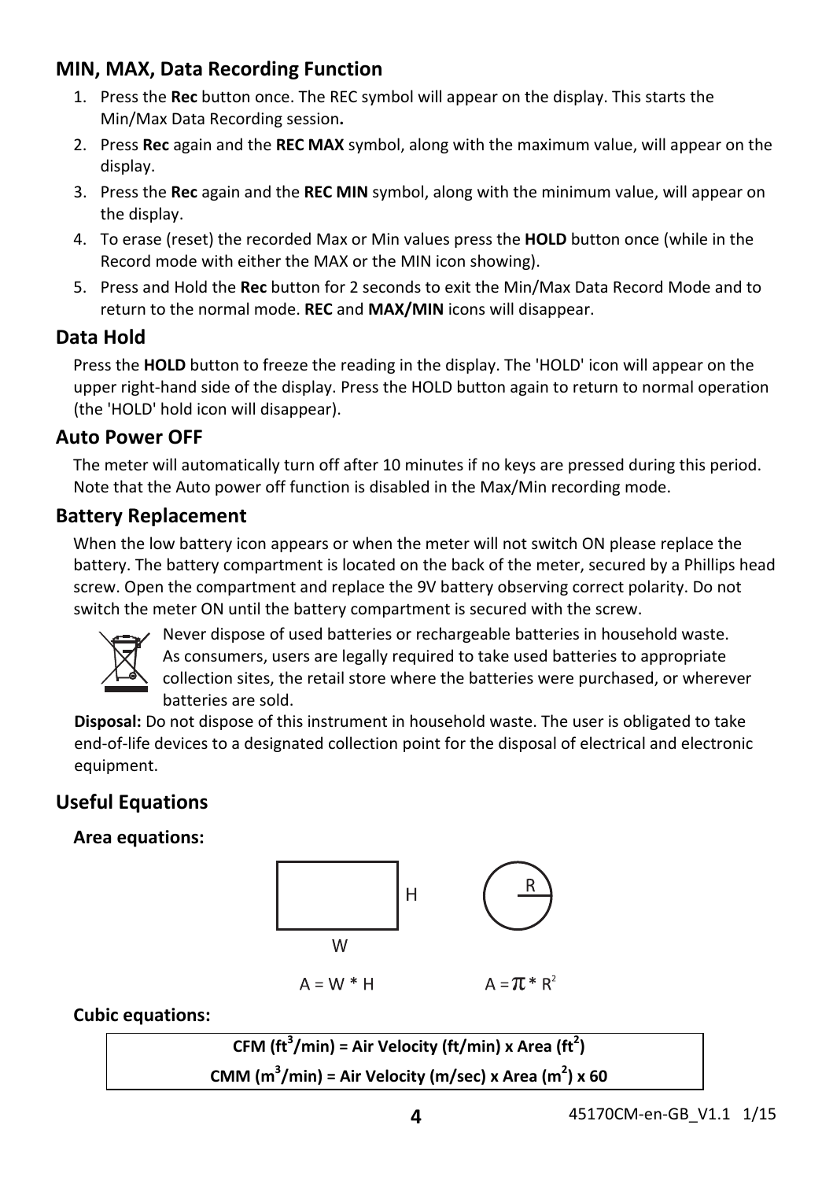## MIN, MAX, Data Recording Function

1. Press the **Rec** button once. The REC symbol will appear on the display. This starts the Min/Max Data Recording session**.**
2. Press **Rec** again and the **REC MAX** symbol, along with the maximum value, will appear on the display.
3. Press the **Rec** again and the **REC MIN** symbol, along with the minimum value, will appear on the display.
4. To erase (reset) the recorded Max or Min values press the **HOLD** button once (while in the Record mode with either the MAX or the MIN icon showing).
5. Press and Hold the **Rec** button for 2 seconds to exit the Min/Max Data Record Mode and to return to the normal mode. **REC** and **MAX/MIN** icons will disappear.

## Data Hold

Press the **HOLD** button to freeze the reading in the display. The 'HOLD' icon will appear on the upper right-hand side of the display. Press the HOLD button again to return to normal operation (the 'HOLD' hold icon will disappear).

## Auto Power OFF

The meter will automatically turn off after 10 minutes if no keys are pressed during this period. Note that the Auto power off function is disabled in the Max/Min recording mode.

## Battery Replacement

When the low battery icon appears or when the meter will not switch ON please replace the battery. The battery compartment is located on the back of the meter, secured by a Phillips head screw. Open the compartment and replace the 9V battery observing correct polarity. Do not switch the meter ON until the battery compartment is secured with the screw.

Never dispose of used batteries or rechargeable batteries in household waste. As consumers, users are legally required to take used batteries to appropriate collection sites, the retail store where the batteries were purchased, or wherever batteries are sold.

**Disposal:** Do not dispose of this instrument in household waste. The user is obligated to take end-of-life devices to a designated collection point for the disposal of electrical and electronic equipment.

## Useful Equations

### Area equations:

$$A = W * H$$

$$A = \pi * R^2$$

### Cubic equations:

**CFM ($ft^3$/min) = Air Velocity (ft/min) x Area ($ft^2$)**

**CMM ($m^3$/min) = Air Velocity (m/sec) x Area ($m^2$) x 60**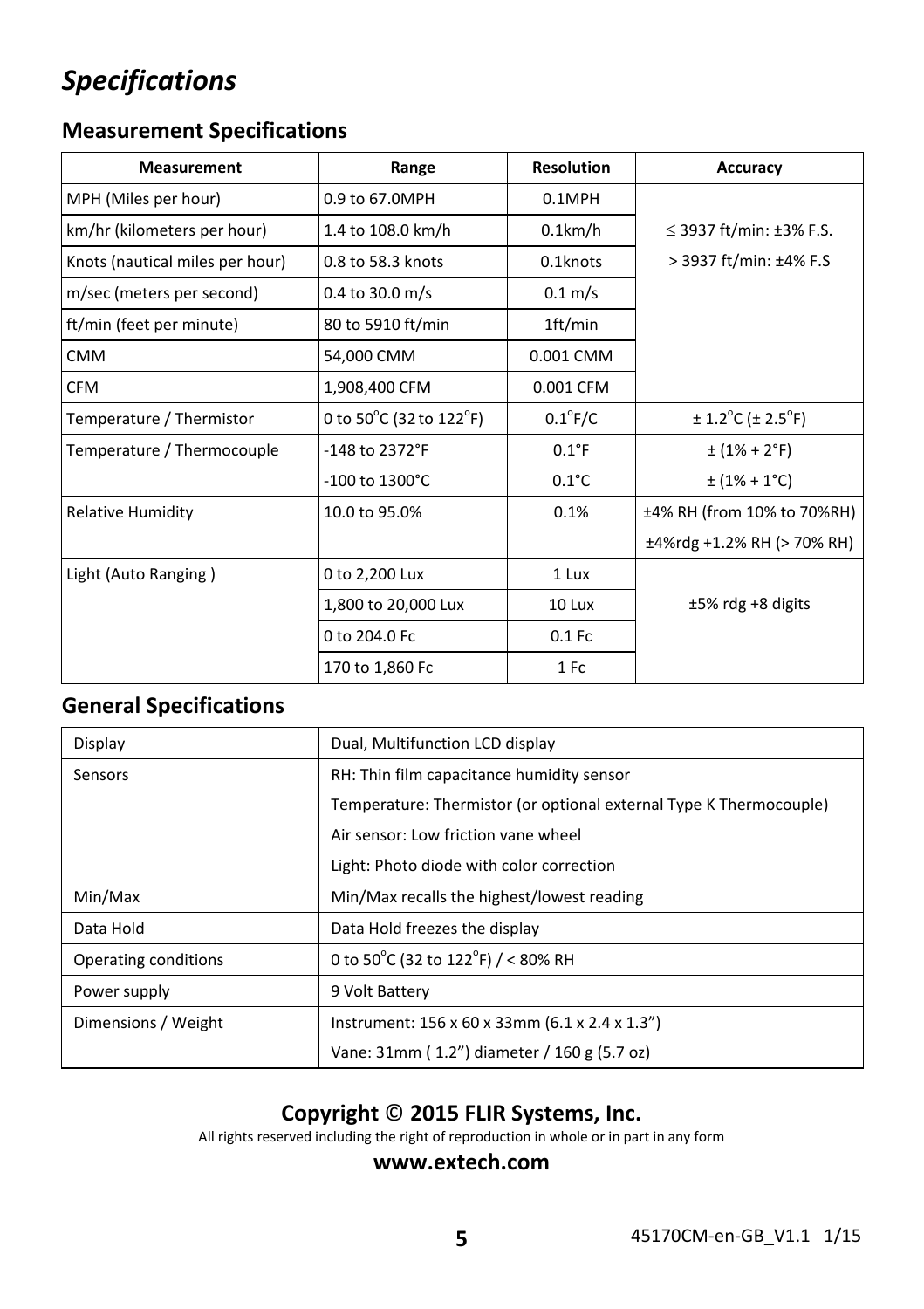# *Specifications*

## Measurement Specifications

| Measurement | Range | Resolution | Accuracy |
|---|---|---|---|
| MPH (Miles per hour) | 0.9 to 67.0MPH | 0.1MPH | ≤ 3937 ft/min: ±3% F.S. > 3937 ft/min: ±4% F.S |
| km/hr (kilometers per hour) | 1.4 to 108.0 km/h | 0.1km/h | |
| Knots (nautical miles per hour) | 0.8 to 58.3 knots | 0.1knots | |
| m/sec (meters per second) | 0.4 to 30.0 m/s | 0.1 m/s | |
| ft/min (feet per minute) | 80 to 5910 ft/min | 1ft/min | |
| CMM | 54,000 CMM | 0.001 CMM | |
| CFM | 1,908,400 CFM | 0.001 CFM | |
| Temperature / Thermistor | 0 to 50°C (32 to 122°F) | 0.1°F/C | ± 1.2°C (± 2.5°F) |
| Temperature / Thermocouple | -148 to 2372°F | 0.1°F | ± (1% + 2°F) |
| | -100 to 1300°C | 0.1°C | ± (1% + 1°C) |
| Relative Humidity | 10.0 to 95.0% | 0.1% | ±4% RH (from 10% to 70%RH) |
| | | | ±4%rdg +1.2% RH (> 70% RH) |
| Light (Auto Ranging ) | 0 to 2,200 Lux | 1 Lux | ±5% rdg +8 digits |
| | 1,800 to 20,000 Lux | 10 Lux | |
| | 0 to 204.0 Fc | 0.1 Fc | |
| | 170 to 1,860 Fc | 1 Fc | |

## General Specifications

| | |
|---|---|
| Display | Dual, Multifunction LCD display |
| Sensors | RH: Thin film capacitance humidity sensor |
| | Temperature: Thermistor (or optional external Type K Thermocouple) |
| | Air sensor: Low friction vane wheel |
| | Light: Photo diode with color correction |
| Min/Max | Min/Max recalls the highest/lowest reading |
| Data Hold | Data Hold freezes the display |
| Operating conditions | 0 to 50°C (32 to 122°F) / < 80% RH |
| Power supply | 9 Volt Battery |
| Dimensions / Weight | Instrument: 156 x 60 x 33mm (6.1 x 2.4 x 1.3") |
| | Vane: 31mm ( 1.2") diameter / 160 g (5.7 oz) |

**Copyright © 2015 FLIR Systems, Inc.**

All rights reserved including the right of reproduction in whole or in part in any form

**www.extech.com**

45170CM-en-GB_V1.1 1/15